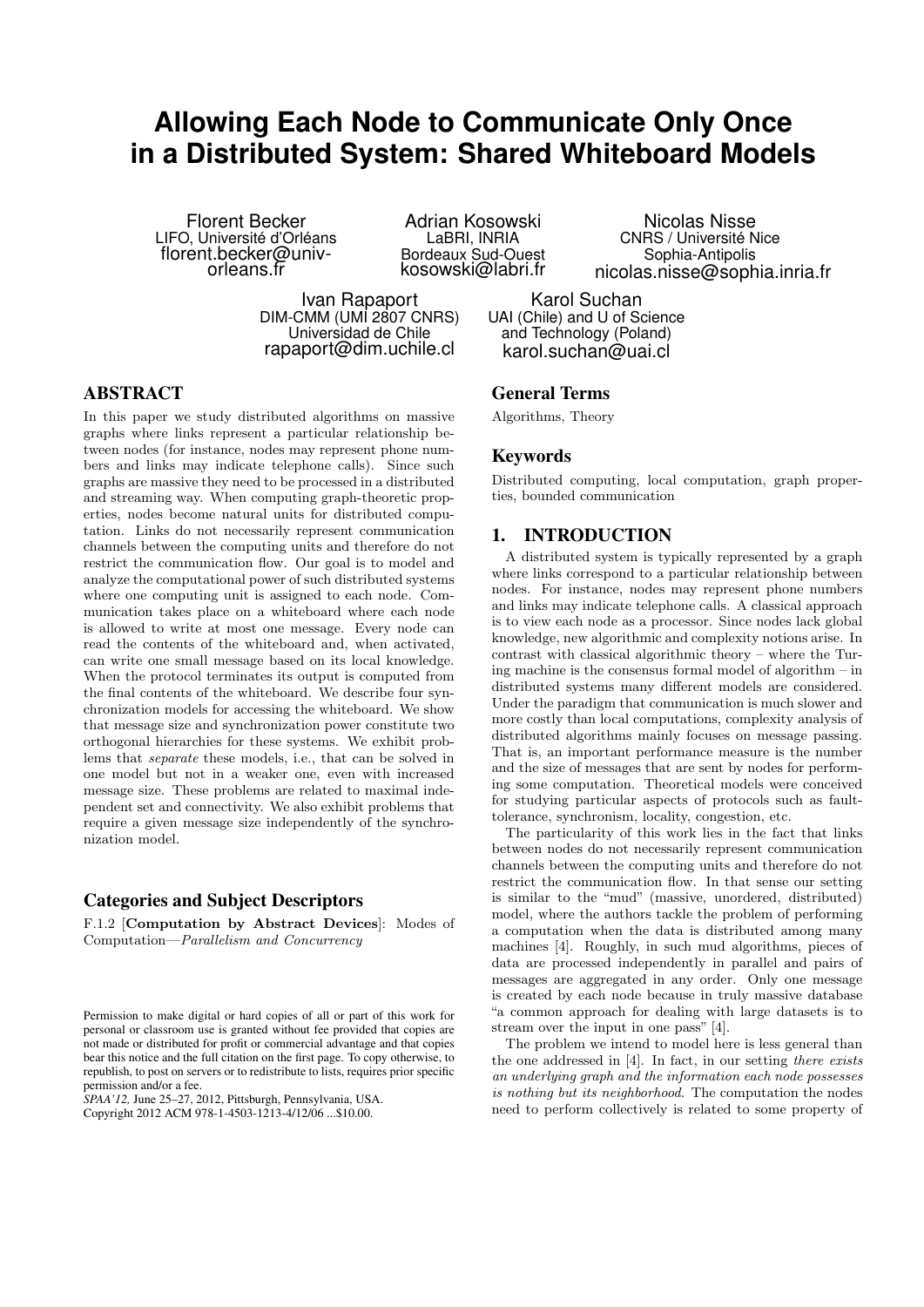# Allowing Each Node to Communicate Only Once in a Distributed System: Shared Whiteboard Models

Florent Becker
LIFO, Université d'Orléans
florent.becker@univ-orleans.fr

Adrian Kosowski
LaBRI, INRIA Bordeaux Sud-Ouest
kosowski@labri.fr

Nicolas Nisse
CNRS / Université Nice Sophia-Antipolis
nicolas.nisse@sophia.inria.fr

Ivan Rapaport
DIM-CMM (UMI 2807 CNRS)
Universidad de Chile
rapaport@dim.uchile.cl

Karol Suchan
UAI (Chile) and U of Science and Technology (Poland)
karol.suchan@uai.cl

## ABSTRACT

In this paper we study distributed algorithms on massive graphs where links represent a particular relationship between nodes (for instance, nodes may represent phone numbers and links may indicate telephone calls). Since such graphs are massive they need to be processed in a distributed and streaming way. When computing graph-theoretic properties, nodes become natural units for distributed computation. Links do not necessarily represent communication channels between the computing units and therefore do not restrict the communication flow. Our goal is to model and analyze the computational power of such distributed systems where one computing unit is assigned to each node. Communication takes place on a whiteboard where each node is allowed to write at most one message. Every node can read the contents of the whiteboard and, when activated, can write one small message based on its local knowledge. When the protocol terminates its output is computed from the final contents of the whiteboard. We describe four synchronization models for accessing the whiteboard. We show that message size and synchronization power constitute two orthogonal hierarchies for these systems. We exhibit problems that *separate* these models, i.e., that can be solved in one model but not in a weaker one, even with increased message size. These problems are related to maximal independent set and connectivity. We also exhibit problems that require a given message size independently of the synchronization model.

### Categories and Subject Descriptors

F.1.2 [**Computation by Abstract Devices**]: Modes of Computation—*Parallelism and Concurrency*

### General Terms

Algorithms, Theory

### Keywords

Distributed computing, local computation, graph properties, bounded communication

## 1. INTRODUCTION

A distributed system is typically represented by a graph where links correspond to a particular relationship between nodes. For instance, nodes may represent phone numbers and links may indicate telephone calls. A classical approach is to view each node as a processor. Since nodes lack global knowledge, new algorithmic and complexity notions arise. In contrast with classical algorithmic theory – where the Turing machine is the consensus formal model of algorithm – in distributed systems many different models are considered. Under the paradigm that communication is much slower and more costly than local computations, complexity analysis of distributed algorithms mainly focuses on message passing. That is, an important performance measure is the number and the size of messages that are sent by nodes for performing some computation. Theoretical models were conceived for studying particular aspects of protocols such as fault-tolerance, synchronism, locality, congestion, etc.

The particularity of this work lies in the fact that links between nodes do not necessarily represent communication channels between the computing units and therefore do not restrict the communication flow. In that sense our setting is similar to the "mud" (massive, unordered, distributed) model, where the authors tackle the problem of performing a computation when the data is distributed among many machines [4]. Roughly, in such mud algorithms, pieces of data are processed independently in parallel and pairs of messages are aggregated in any order. Only one message is created by each node because in truly massive database "a common approach for dealing with large datasets is to stream over the input in one pass" [4].

The problem we intend to model here is less general than the one addressed in [4]. In fact, in our setting *there exists an underlying graph and the information each node possesses is nothing but its neighborhood.* The computation the nodes need to perform collectively is related to some property of

Permission to make digital or hard copies of all or part of this work for personal or classroom use is granted without fee provided that copies are not made or distributed for profit or commercial advantage and that copies bear this notice and the full citation on the first page. To copy otherwise, to republish, to post on servers or to redistribute to lists, requires prior specific permission and/or a fee.
*SPAA'12,* June 25–27, 2012, Pittsburgh, Pennsylvania, USA.
Copyright 2012 ACM 978-1-4503-1213-4/12/06 ...$10.00.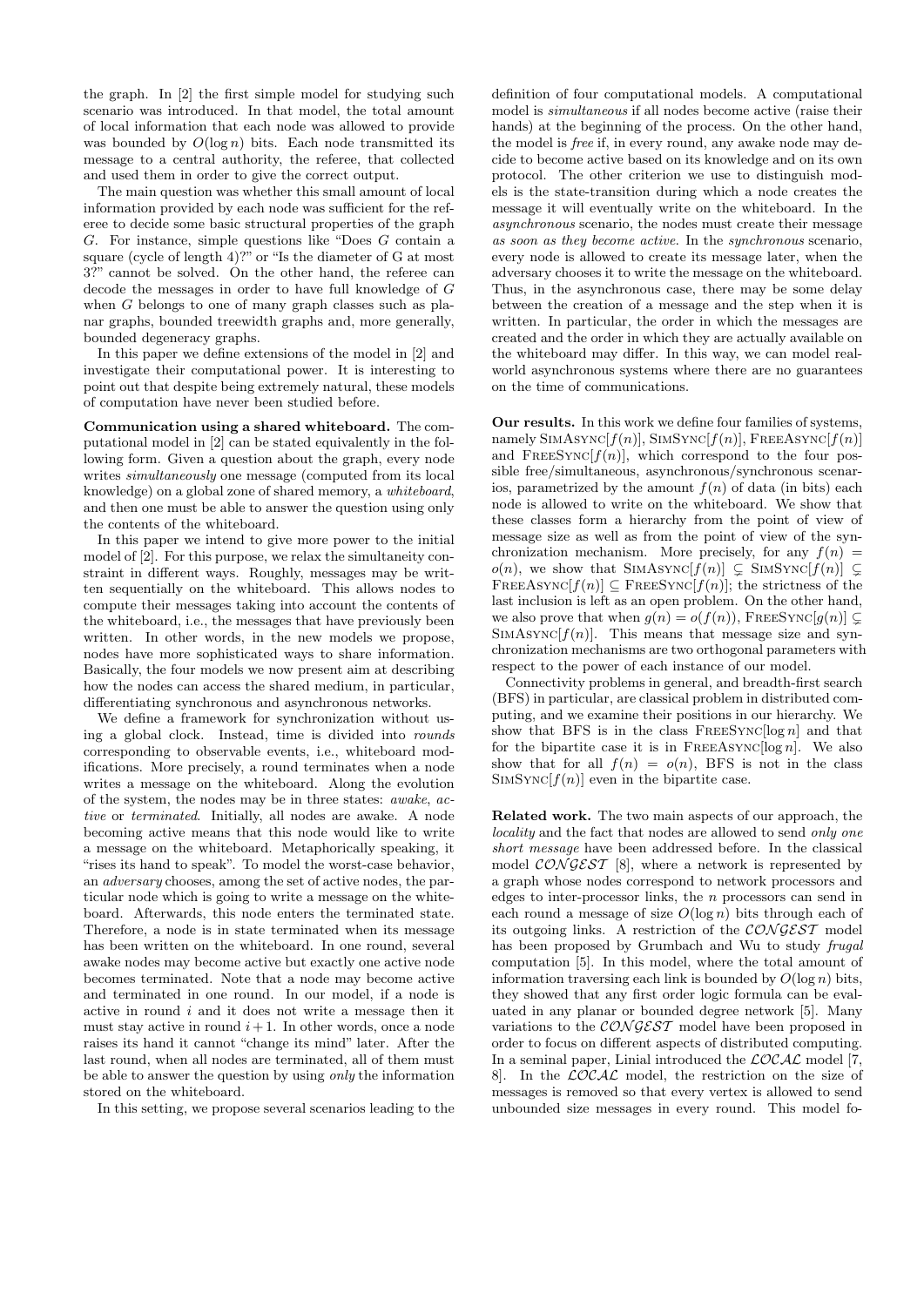the graph. In [2] the first simple model for studying such scenario was introduced. In that model, the total amount of local information that each node was allowed to provide was bounded by $O(\log n)$ bits. Each node transmitted its message to a central authority, the referee, that collected and used them in order to give the correct output.

The main question was whether this small amount of local information provided by each node was sufficient for the referee to decide some basic structural properties of the graph $G$. For instance, simple questions like "Does $G$ contain a square (cycle of length 4)?" or "Is the diameter of G at most 3?" cannot be solved. On the other hand, the referee can decode the messages in order to have full knowledge of $G$ when $G$ belongs to one of many graph classes such as planar graphs, bounded treewidth graphs and, more generally, bounded degeneracy graphs.

In this paper we define extensions of the model in [2] and investigate their computational power. It is interesting to point out that despite being extremely natural, these models of computation have never been studied before.

**Communication using a shared whiteboard.** The computational model in [2] can be stated equivalently in the following form. Given a question about the graph, every node writes *simultaneously* one message (computed from its local knowledge) on a global zone of shared memory, a *whiteboard*, and then one must be able to answer the question using only the contents of the whiteboard.

In this paper we intend to give more power to the initial model of [2]. For this purpose, we relax the simultaneity constraint in different ways. Roughly, messages may be written sequentially on the whiteboard. This allows nodes to compute their messages taking into account the contents of the whiteboard, i.e., the messages that have previously been written. In other words, in the new models we propose, nodes have more sophisticated ways to share information. Basically, the four models we now present aim at describing how the nodes can access the shared medium, in particular, differentiating synchronous and asynchronous networks.

We define a framework for synchronization without using a global clock. Instead, time is divided into *rounds* corresponding to observable events, i.e., whiteboard modifications. More precisely, a round terminates when a node writes a message on the whiteboard. Along the evolution of the system, the nodes may be in three states: *awake*, *active* or *terminated*. Initially, all nodes are awake. A node becoming active means that this node would like to write a message on the whiteboard. Metaphorically speaking, it "rises its hand to speak". To model the worst-case behavior, an *adversary* chooses, among the set of active nodes, the particular node which is going to write a message on the whiteboard. Afterwards, this node enters the terminated state. Therefore, a node is in state terminated when its message has been written on the whiteboard. In one round, several awake nodes may become active but exactly one active node becomes terminated. Note that a node may become active and terminated in one round. In our model, if a node is active in round $i$ and it does not write a message then it must stay active in round $i+1$. In other words, once a node raises its hand it cannot "change its mind" later. After the last round, when all nodes are terminated, all of them must be able to answer the question by using *only* the information stored on the whiteboard.

In this setting, we propose several scenarios leading to the definition of four computational models. A computational model is *simultaneous* if all nodes become active (raise their hands) at the beginning of the process. On the other hand, the model is *free* if, in every round, any awake node may decide to become active based on its knowledge and on its own protocol. The other criterion we use to distinguish models is the state-transition during which a node creates the message it will eventually write on the whiteboard. In the *asynchronous* scenario, the nodes must create their message *as soon as they become active*. In the *synchronous* scenario, every node is allowed to create its message later, when the adversary chooses it to write the message on the whiteboard. Thus, in the asynchronous case, there may be some delay between the creation of a message and the step when it is written. In particular, the order in which the messages are created and the order in which they are actually available on the whiteboard may differ. In this way, we can model real-world asynchronous systems where there are no guarantees on the time of communications.

**Our results.** In this work we define four families of systems, namely SimAsync$[f(n)]$, SimSync$[f(n)]$, FreeAsync$[f(n)]$ and FreeSync$[f(n)]$, which correspond to the four possible free/simultaneous, asynchronous/synchronous scenarios, parametrized by the amount $f(n)$ of data (in bits) each node is allowed to write on the whiteboard. We show that these classes form a hierarchy from the point of view of message size as well as from the point of view of the synchronization mechanism. More precisely, for any $f(n) = o(n)$, we show that SimAsync$[f(n)] \subsetneq$ SimSync$[f(n)] \subsetneq$ FreeAsync$[f(n)] \subseteq$ FreeSync$[f(n)]$; the strictness of the last inclusion is left as an open problem. On the other hand, we also prove that when $g(n) = o(f(n))$, FreeSync$[g(n)] \subsetneq$ SimAsync$[f(n)]$. This means that message size and synchronization mechanisms are two orthogonal parameters with respect to the power of each instance of our model.

Connectivity problems in general, and breadth-first search (BFS) in particular, are classical problem in distributed computing, and we examine their positions in our hierarchy. We show that BFS is in the class FreeSync$[\log n]$ and that for the bipartite case it is in FreeAsync$[\log n]$. We also show that for all $f(n) = o(n)$, BFS is not in the class SimSync$[f(n)]$ even in the bipartite case.

**Related work.** The two main aspects of our approach, the *locality* and the fact that nodes are allowed to send *only one short message* have been addressed before. In the classical model $\mathcal{CONGEST}$ [8], where a network is represented by a graph whose nodes correspond to network processors and edges to inter-processor links, the $n$ processors can send in each round a message of size $O(\log n)$ bits through each of its outgoing links. A restriction of the $\mathcal{CONGEST}$ model has been proposed by Grumbach and Wu to study *frugal* computation [5]. In this model, where the total amount of information traversing each link is bounded by $O(\log n)$ bits, they showed that any first order logic formula can be evaluated in any planar or bounded degree network [5]. Many variations to the $\mathcal{CONGEST}$ model have been proposed in order to focus on different aspects of distributed computing. In a seminal paper, Linial introduced the $\mathcal{LOCAL}$ model [7, 8]. In the $\mathcal{LOCAL}$ model, the restriction on the size of messages is removed so that every vertex is allowed to send unbounded size messages in every round. This model fo-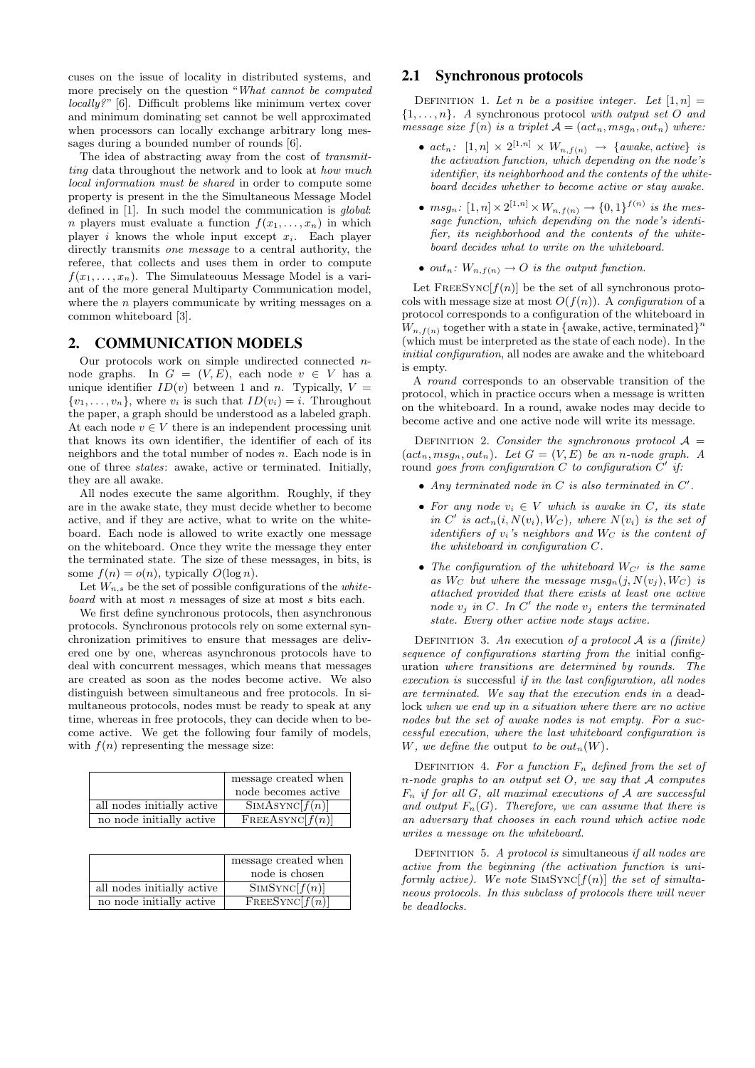cuses on the issue of locality in distributed systems, and more precisely on the question "*What cannot be computed locally?*" [6]. Difficult problems like minimum vertex cover and minimum dominating set cannot be well approximated when processors can locally exchange arbitrary long messages during a bounded number of rounds [6].

The idea of abstracting away from the cost of *transmitting* data throughout the network and to look at *how much local information must be shared* in order to compute some property is present in the the Simultaneous Message Model defined in [1]. In such model the communication is *global*: $n$ players must evaluate a function $f(x_1, \ldots, x_n)$ in which player $i$ knows the whole input except $x_i$. Each player directly transmits *one message* to a central authority, the referee, that collects and uses them in order to compute $f(x_1, \ldots, x_n)$. The Simulateous Message Model is a variant of the more general Multiparty Communication model, where the $n$ players communicate by writing messages on a common whiteboard [3].

## 2. COMMUNICATION MODELS

Our protocols work on simple undirected connected $n$-node graphs. In $G = (V, E)$, each node $v \in V$ has a unique identifier $ID(v)$ between 1 and $n$. Typically, $V = \{v_1, \ldots, v_n\}$, where $v_i$ is such that $ID(v_i) = i$. Throughout the paper, a graph should be understood as a labeled graph. At each node $v \in V$ there is an independent processing unit that knows its own identifier, the identifier of each of its neighbors and the total number of nodes $n$. Each node is in one of three *states*: awake, active or terminated. Initially, they are all awake.

All nodes execute the same algorithm. Roughly, if they are in the awake state, they must decide whether to become active, and if they are active, what to write on the whiteboard. Each node is allowed to write exactly one message on the whiteboard. Once they write the message they enter the terminated state. The size of these messages, in bits, is some $f(n) = o(n)$, typically $O(\log n)$.

Let $W_{n,s}$ be the set of possible configurations of the *whiteboard* with at most $n$ messages of size at most $s$ bits each.

We first define synchronous protocols, then asynchronous protocols. Synchronous protocols rely on some external synchronization primitives to ensure that messages are delivered one by one, whereas asynchronous protocols have to deal with concurrent messages, which means that messages are created as soon as the nodes become active. We also distinguish between simultaneous and free protocols. In simultaneous protocols, nodes must be ready to speak at any time, whereas in free protocols, they can decide when to become active. We get the following four family of models, with $f(n)$ representing the message size:

| | message created when node becomes active |
|---|---|
| all nodes initially active | SimAsync$[f(n)]$ |
| no node initially active | FreeAsync$[f(n)]$ |

| | message created when node is chosen |
|---|---|
| all nodes initially active | SimSync$[f(n)]$ |
| no node initially active | FreeSync$[f(n)]$ |

### 2.1 Synchronous protocols

Definition 1. *Let $n$ be a positive integer. Let $[1, n] = \{1, \ldots, n\}$. A* synchronous protocol *with output set $O$ and message size $f(n)$ is a triplet $\mathcal{A} = (act_n, msg_n, out_n)$ where:*

- *$act_n$: $[1, n] \times 2^{[1,n]} \times W_{n,f(n)} \rightarrow \{awake, active\}$ is the activation function, which depending on the node's identifier, its neighborhood and the contents of the whiteboard decides whether to become active or stay awake.*
- *$msg_n$: $[1, n] \times 2^{[1,n]} \times W_{n,f(n)} \rightarrow \{0, 1\}^{f(n)}$ is the message function, which depending on the node's identifier, its neighborhood and the contents of the whiteboard decides what to write on the whiteboard.*
- *$out_n$: $W_{n,f(n)} \rightarrow O$ is the output function.*

Let FreeSync$[f(n)]$ be the set of all synchronous protocols with message size at most $O(f(n))$. A *configuration* of a protocol corresponds to a configuration of the whiteboard in $W_{n,f(n)}$ together with a state in $\{\text{awake}, \text{active}, \text{terminated}\}^n$ (which must be interpreted as the state of each node). In the *initial configuration*, all nodes are awake and the whiteboard is empty.

A *round* corresponds to an observable transition of the protocol, which in practice occurs when a message is written on the whiteboard. In a round, awake nodes may decide to become active and one active node will write its message.

Definition 2. *Consider the synchronous protocol $\mathcal{A} = (act_n, msg_n, out_n)$. Let $G = (V, E)$ be an $n$-node graph. A* round *goes from configuration $C$ to configuration $C'$ if:*

- *Any terminated node in $C$ is also terminated in $C'$.*
- *For any node $v_i \in V$ which is awake in $C$, its state in $C'$ is $act_n(i, N(v_i), W_C)$, where $N(v_i)$ is the set of identifiers of $v_i$'s neighbors and $W_C$ is the content of the whiteboard in configuration $C$.*
- *The configuration of the whiteboard $W_{C'}$ is the same as $W_C$ but where the message $msg_n(j, N(v_j), W_C)$ is attached provided that there exists at least one active node $v_j$ in $C$. In $C'$ the node $v_j$ enters the terminated state. Every other active node stays active.*

Definition 3. *An* execution *of a protocol $\mathcal{A}$ is a (finite) sequence of configurations starting from the* initial configuration *where transitions are determined by rounds. The execution is* successful *if in the last configuration, all nodes are terminated. We say that the execution ends in a* deadlock *when we end up in a situation where there are no active nodes but the set of awake nodes is not empty. For a successful execution, where the last whiteboard configuration is $W$, we define the* output *to be $out_n(W)$.*

Definition 4. *For a function $F_n$ defined from the set of $n$-node graphs to an output set $O$, we say that $\mathcal{A}$ computes $F_n$ if for all $G$, all maximal executions of $\mathcal{A}$ are successful and output $F_n(G)$. Therefore, we can assume that there is an adversary that chooses in each round which active node writes a message on the whiteboard.*

Definition 5. *A protocol is* simultaneous *if all nodes are active from the beginning (the activation function is uniformly active). We note* SimSync$[f(n)]$ *the set of simultaneous protocols. In this subclass of protocols there will never be deadlocks.*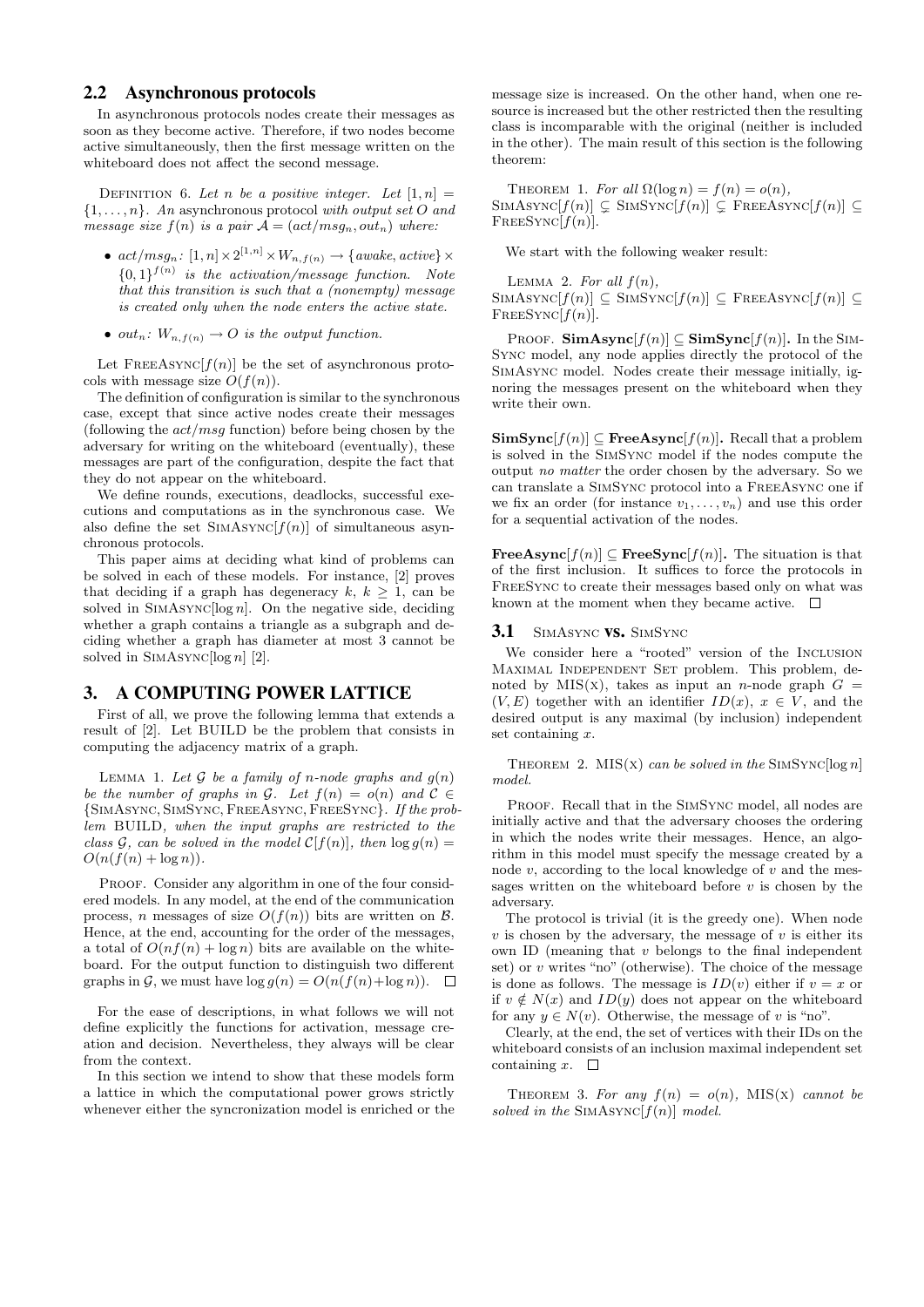## 2.2 Asynchronous protocols

In asynchronous protocols nodes create their messages as soon as they become active. Therefore, if two nodes become active simultaneously, then the first message written on the whiteboard does not affect the second message.

Definition 6. *Let $n$ be a positive integer. Let $[1,n] = \{1,\ldots,n\}$. An* asynchronous protocol *with output set $O$ and message size $f(n)$ is a pair $\mathcal{A} = (act/msg_n, out_n)$ where:*

- *$act/msg_n$: $[1,n] \times 2^{[1,n]} \times W_{n,f(n)} \rightarrow \{awake, active\} \times \{0,1\}^{f(n)}$ is the activation/message function. Note that this transition is such that a (nonempty) message is created only when the node enters the active state.*
- *$out_n$: $W_{n,f(n)} \rightarrow O$ is the output function.*

Let FreeAsync$[f(n)]$ be the set of asynchronous protocols with message size $O(f(n))$.

The definition of configuration is similar to the synchronous case, except that since active nodes create their messages (following the $act/msg$ function) before being chosen by the adversary for writing on the whiteboard (eventually), these messages are part of the configuration, despite the fact that they do not appear on the whiteboard.

We define rounds, executions, deadlocks, successful executions and computations as in the synchronous case. We also define the set SimAsync$[f(n)]$ of simultaneous asynchronous protocols.

This paper aims at deciding what kind of problems can be solved in each of these models. For instance, [2] proves that deciding if a graph has degeneracy $k$, $k \geq 1$, can be solved in SimAsync$[\log n]$. On the negative side, deciding whether a graph contains a triangle as a subgraph and deciding whether a graph has diameter at most 3 cannot be solved in SimAsync$[\log n]$ [2].

# 3. A COMPUTING POWER LATTICE

First of all, we prove the following lemma that extends a result of [2]. Let BUILD be the problem that consists in computing the adjacency matrix of a graph.

Lemma 1. *Let $\mathcal{G}$ be a family of $n$-node graphs and $g(n)$ be the number of graphs in $\mathcal{G}$. Let $f(n) = o(n)$ and $\mathcal{C} \in \{$SimAsync, SimSync, FreeAsync, FreeSync$\}$. If the problem BUILD, when the input graphs are restricted to the class $\mathcal{G}$, can be solved in the model $\mathcal{C}[f(n)]$, then $\log g(n) = O(n(f(n) + \log n))$.*

Proof. Consider any algorithm in one of the four considered models. In any model, at the end of the communication process, $n$ messages of size $O(f(n))$ bits are written on $\mathcal{B}$. Hence, at the end, accounting for the order of the messages, a total of $O(nf(n) + \log n)$ bits are available on the whiteboard. For the output function to distinguish two different graphs in $\mathcal{G}$, we must have $\log g(n) = O(n(f(n)+\log n))$. □

For the ease of descriptions, in what follows we will not define explicitly the functions for activation, message creation and decision. Nevertheless, they always will be clear from the context.

In this section we intend to show that these models form a lattice in which the computational power grows strictly whenever either the syncronization model is enriched or the message size is increased. On the other hand, when one resource is increased but the other restricted then the resulting class is incomparable with the original (neither is included in the other). The main result of this section is the following theorem:

Theorem 1. *For all $\Omega(\log n) = f(n) = o(n)$,*
SimAsync$[f(n)] \subsetneq$ SimSync$[f(n)] \subsetneq$ FreeAsync$[f(n)] \subseteq$ FreeSync$[f(n)]$.

We start with the following weaker result:

Lemma 2. *For all $f(n)$,*
SimAsync$[f(n)] \subseteq$ SimSync$[f(n)] \subseteq$ FreeAsync$[f(n)] \subseteq$ FreeSync$[f(n)]$.

Proof. **SimAsync$[f(n)] \subseteq$ SimSync$[f(n)]$.** In the SimSync model, any node applies directly the protocol of the SimAsync model. Nodes create their message initially, ignoring the messages present on the whiteboard when they write their own.

**SimSync$[f(n)] \subseteq$ FreeAsync$[f(n)]$.** Recall that a problem is solved in the SimSync model if the nodes compute the output *no matter* the order chosen by the adversary. So we can translate a SimSync protocol into a FreeAsync one if we fix an order (for instance $v_1,\ldots,v_n$) and use this order for a sequential activation of the nodes.

**FreeAsync$[f(n)] \subseteq$ FreeSync$[f(n)]$.** The situation is that of the first inclusion. It suffices to force the protocols in FreeSync to create their messages based only on what was known at the moment when they became active. □

## 3.1 SimAsync vs. SimSync

We consider here a "rooted" version of the Inclusion Maximal Independent Set problem. This problem, denoted by MIS(x), takes as input an $n$-node graph $G = (V,E)$ together with an identifier $ID(x)$, $x \in V$, and the desired output is any maximal (by inclusion) independent set containing $x$.

Theorem 2. *MIS(x) can be solved in the SimSync$[\log n]$ model.*

Proof. Recall that in the SimSync model, all nodes are initially active and that the adversary chooses the ordering in which the nodes write their messages. Hence, an algorithm in this model must specify the message created by a node $v$, according to the local knowledge of $v$ and the messages written on the whiteboard before $v$ is chosen by the adversary.

The protocol is trivial (it is the greedy one). When node $v$ is chosen by the adversary, the message of $v$ is either its own ID (meaning that $v$ belongs to the final independent set) or $v$ writes "no" (otherwise). The choice of the message is done as follows. The message is $ID(v)$ either if $v = x$ or if $v \notin N(x)$ and $ID(y)$ does not appear on the whiteboard for any $y \in N(v)$. Otherwise, the message of $v$ is "no".

Clearly, at the end, the set of vertices with their IDs on the whiteboard consists of an inclusion maximal independent set containing $x$. □

Theorem 3. *For any $f(n) = o(n)$, MIS(x) cannot be solved in the SimAsync$[f(n)]$ model.*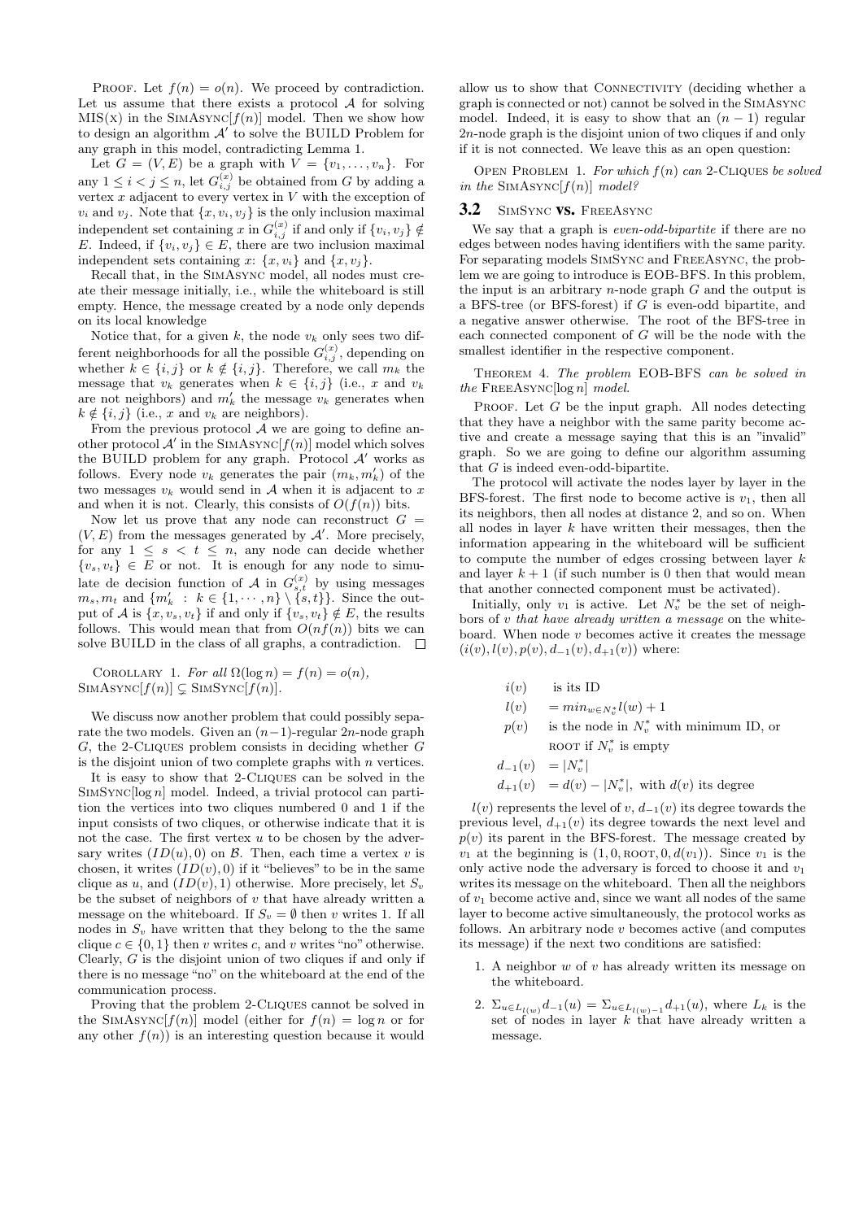PROOF. Let $f(n) = o(n)$. We proceed by contradiction. Let us assume that there exists a protocol $\mathcal{A}$ for solving MIS(X) in the SIMASYNC$[f(n)]$ model. Then we show how to design an algorithm $\mathcal{A}'$ to solve the BUILD Problem for any graph in this model, contradicting Lemma 1.

Let $G = (V, E)$ be a graph with $V = \{v_1, \ldots, v_n\}$. For any $1 \leq i < j \leq n$, let $G_{i,j}^{(x)}$ be obtained from $G$ by adding a vertex $x$ adjacent to every vertex in $V$ with the exception of $v_i$ and $v_j$. Note that $\{x, v_i, v_j\}$ is the only inclusion maximal independent set containing $x$ in $G_{i,j}^{(x)}$ if and only if $\{v_i, v_j\} \notin E$. Indeed, if $\{v_i, v_j\} \in E$, there are two inclusion maximal independent sets containing $x$: $\{x, v_i\}$ and $\{x, v_j\}$.

Recall that, in the SIMASYNC model, all nodes must create their message initially, i.e., while the whiteboard is still empty. Hence, the message created by a node only depends on its local knowledge

Notice that, for a given $k$, the node $v_k$ only sees two different neighborhoods for all the possible $G_{i,j}^{(x)}$, depending on whether $k \in \{i, j\}$ or $k \notin \{i, j\}$. Therefore, we call $m_k$ the message that $v_k$ generates when $k \in \{i, j\}$ (i.e., $x$ and $v_k$ are not neighbors) and $m'_k$ the message $v_k$ generates when $k \notin \{i, j\}$ (i.e., $x$ and $v_k$ are neighbors).

From the previous protocol $\mathcal{A}$ we are going to define another protocol $\mathcal{A}'$ in the SIMASYNC$[f(n)]$ model which solves the BUILD problem for any graph. Protocol $\mathcal{A}'$ works as follows. Every node $v_k$ generates the pair $(m_k, m'_k)$ of the two messages $v_k$ would send in $\mathcal{A}$ when it is adjacent to $x$ and when it is not. Clearly, this consists of $O(f(n))$ bits.

Now let us prove that any node can reconstruct $G = (V, E)$ from the messages generated by $\mathcal{A}'$. More precisely, for any $1 \leq s < t \leq n$, any node can decide whether $\{v_s, v_t\} \in E$ or not. It is enough for any node to simulate de decision function of $\mathcal{A}$ in $G_{s,t}^{(x)}$ by using messages $m_s, m_t$ and $\{m'_k \ : \ k \in \{1, \cdots, n\} \setminus \{s, t\}\}$. Since the output of $\mathcal{A}$ is $\{x, v_s, v_t\}$ if and only if $\{v_s, v_t\} \notin E$, the results follows. This would mean that from $O(nf(n))$ bits we can solve BUILD in the class of all graphs, a contradiction. $\square$

COROLLARY 1. *For all $\Omega(\log n) = f(n) = o(n)$, SIMASYNC$[f(n)] \subsetneq$ SIMSYNC$[f(n)]$.*

We discuss now another problem that could possibly separate the two models. Given an $(n-1)$-regular $2n$-node graph $G$, the 2-CLIQUES problem consists in deciding whether $G$ is the disjoint union of two complete graphs with $n$ vertices.

It is easy to show that 2-CLIQUES can be solved in the SIMSYNC$[\log n]$ model. Indeed, a trivial protocol can partition the vertices into two cliques numbered 0 and 1 if the input consists of two cliques, or otherwise indicate that it is not the case. The first vertex $u$ to be chosen by the adversary writes $(ID(u), 0)$ on $\mathcal{B}$. Then, each time a vertex $v$ is chosen, it writes $(ID(v), 0)$ if it "believes" to be in the same clique as $u$, and $(ID(v), 1)$ otherwise. More precisely, let $S_v$ be the subset of neighbors of $v$ that have already written a message on the whiteboard. If $S_v = \emptyset$ then $v$ writes 1. If all nodes in $S_v$ have written that they belong to the the same clique $c \in \{0, 1\}$ then $v$ writes $c$, and $v$ writes "no" otherwise. Clearly, $G$ is the disjoint union of two cliques if and only if there is no message "no" on the whiteboard at the end of the communication process.

Proving that the problem 2-CLIQUES cannot be solved in the SIMASYNC$[f(n)]$ model (either for $f(n) = \log n$ or for any other $f(n)$) is an interesting question because it would allow us to show that CONNECTIVITY (deciding whether a graph is connected or not) cannot be solved in the SIMASYNC model. Indeed, it is easy to show that an $(n-1)$ regular $2n$-node graph is the disjoint union of two cliques if and only if it is not connected. We leave this as an open question:

OPEN PROBLEM 1. *For which $f(n)$ can 2-CLIQUES be solved in the SIMSYNC$[f(n)]$ model?*

### 3.2 SIMSYNC vs. FREEASYNC

We say that a graph is *even-odd-bipartite* if there are no edges between nodes having identifiers with the same parity. For separating models SIMSYNC and FREEASYNC, the problem we are going to introduce is EOB-BFS. In this problem, the input is an arbitrary $n$-node graph $G$ and the output is a BFS-tree (or BFS-forest) if $G$ is even-odd bipartite, and a negative answer otherwise. The root of the BFS-tree in each connected component of $G$ will be the node with the smallest identifier in the respective component.

THEOREM 4. *The problem EOB-BFS can be solved in the FREEASYNC$[\log n]$ model.*

PROOF. Let $G$ be the input graph. All nodes detecting that they have a neighbor with the same parity become active and create a message saying that this is an "invalid" graph. So we are going to define our algorithm assuming that $G$ is indeed even-odd-bipartite.

The protocol will activate the nodes layer by layer in the BFS-forest. The first node to become active is $v_1$, then all its neighbors, then all nodes at distance 2, and so on. When all nodes in layer $k$ have written their messages, then the information appearing in the whiteboard will be sufficient to compute the number of edges crossing between layer $k$ and layer $k+1$ (if such number is 0 then that would mean that another connected component must be activated).

Initially, only $v_1$ is active. Let $N_v^*$ be the set of neighbors of $v$ *that have already written a message* on the whiteboard. When node $v$ becomes active it creates the message $(i(v), l(v), p(v), d_{-1}(v), d_{+1}(v))$ where:

$$
\begin{array}{ll}
i(v) & \text{is its ID} \\
l(v) & = min_{w \in N_v^*} l(w) + 1 \\
p(v) & \text{is the node in } N_v^* \text{ with minimum ID, or} \\
 & \text{ROOT if } N_v^* \text{ is empty} \\
d_{-1}(v) & = |N_v^*| \\
d_{+1}(v) & = d(v) - |N_v^*|, \text{ with } d(v) \text{ its degree}
\end{array}
$$

$l(v)$ represents the level of $v$, $d_{-1}(v)$ its degree towards the previous level, $d_{+1}(v)$ its degree towards the next level and $p(v)$ its parent in the BFS-forest. The message created by $v_1$ at the beginning is $(1, 0, \text{ROOT}, 0, d(v_1))$. Since $v_1$ is the only active node the adversary is forced to choose it and $v_1$ writes its message on the whiteboard. Then all the neighbors of $v_1$ become active and, since we want all nodes of the same layer to become active simultaneously, the protocol works as follows. An arbitrary node $v$ becomes active (and computes its message) if the next two conditions are satisfied:

1. A neighbor $w$ of $v$ has already written its message on the whiteboard.
2. $\Sigma_{u \in L_{l(w)}} d_{-1}(u) = \Sigma_{u \in L_{l(w)-1}} d_{+1}(u)$, where $L_k$ is the set of nodes in layer $k$ that have already written a message.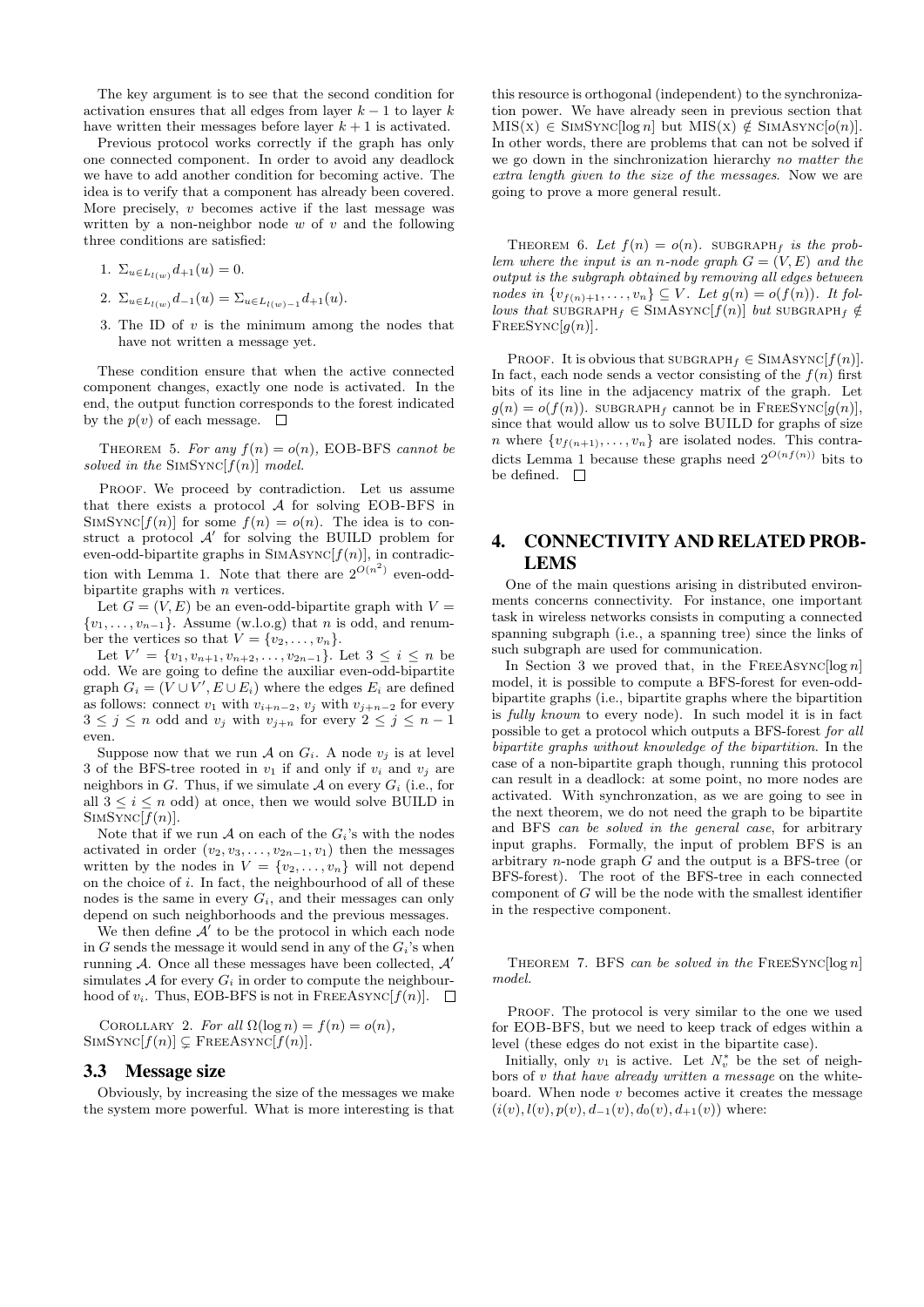The key argument is to see that the second condition for activation ensures that all edges from layer $k-1$ to layer $k$ have written their messages before layer $k+1$ is activated.

Previous protocol works correctly if the graph has only one connected component. In order to avoid any deadlock we have to add another condition for becoming active. The idea is to verify that a component has already been covered. More precisely, $v$ becomes active if the last message was written by a non-neighbor node $w$ of $v$ and the following three conditions are satisfied:

1. $\Sigma_{u \in L_{l(w)}} d_{+1}(u) = 0$.
2. $\Sigma_{u \in L_{l(w)}} d_{-1}(u) = \Sigma_{u \in L_{l(w)-1}} d_{+1}(u)$.
3. The ID of $v$ is the minimum among the nodes that have not written a message yet.

These condition ensure that when the active connected component changes, exactly one node is activated. In the end, the output function corresponds to the forest indicated by the $p(v)$ of each message. □

THEOREM 5. *For any $f(n) = o(n)$, EOB-BFS cannot be solved in the* SIMSYNC$[f(n)]$ *model.*

PROOF. We proceed by contradiction. Let us assume that there exists a protocol $\mathcal{A}$ for solving EOB-BFS in SIMSYNC$[f(n)]$ for some $f(n) = o(n)$. The idea is to construct a protocol $\mathcal{A}'$ for solving the BUILD problem for even-odd-bipartite graphs in SIMASYNC$[f(n)]$, in contradiction with Lemma 1. Note that there are $2^{O(n^2)}$ even-odd-bipartite graphs with $n$ vertices.

Let $G = (V, E)$ be an even-odd-bipartite graph with $V = \{v_1, \ldots, v_{n-1}\}$. Assume (w.l.o.g) that $n$ is odd, and renumber the vertices so that $V = \{v_2, \ldots, v_n\}$.

Let $V' = \{v_1, v_{n+1}, v_{n+2}, \ldots, v_{2n-1}\}$. Let $3 \le i \le n$ be odd. We are going to define the auxiliar even-odd-bipartite graph $G_i = (V \cup V', E \cup E_i)$ where the edges $E_i$ are defined as follows: connect $v_1$ with $v_{i+n-2}$, $v_j$ with $v_{j+n-2}$ for every $3 \le j \le n$ odd and $v_j$ with $v_{j+n}$ for every $2 \le j \le n-1$ even.

Suppose now that we run $\mathcal{A}$ on $G_i$. A node $v_j$ is at level 3 of the BFS-tree rooted in $v_1$ if and only if $v_i$ and $v_j$ are neighbors in $G$. Thus, if we simulate $\mathcal{A}$ on every $G_i$ (i.e., for all $3 \le i \le n$ odd) at once, then we would solve BUILD in SIMSYNC$[f(n)]$.

Note that if we run $\mathcal{A}$ on each of the $G_i$'s with the nodes activated in order $(v_2, v_3, \ldots, v_{2n-1}, v_1)$ then the messages written by the nodes in $V = \{v_2, \ldots, v_n\}$ will not depend on the choice of $i$. In fact, the neighbourhood of all of these nodes is the same in every $G_i$, and their messages can only depend on such neighborhoods and the previous messages.

We then define $\mathcal{A}'$ to be the protocol in which each node in $G$ sends the message it would send in any of the $G_i$'s when running $\mathcal{A}$. Once all these messages have been collected, $\mathcal{A}'$ simulates $\mathcal{A}$ for every $G_i$ in order to compute the neighbourhood of $v_i$. Thus, EOB-BFS is not in FREEASYNC$[f(n)]$. □

COROLLARY 2. *For all $\Omega(\log n) = f(n) = o(n)$,* SIMSYNC$[f(n)] \subsetneq$ FREEASYNC$[f(n)]$.

### 3.3 Message size

Obviously, by increasing the size of the messages we make the system more powerful. What is more interesting is that this resource is orthogonal (independent) to the synchronization power. We have already seen in previous section that MIS(X) $\in$ SIMSYNC$[\log n]$ but MIS(X) $\notin$ SIMASYNC$[o(n)]$. In other words, there are problems that can not be solved if we go down in the sinchronization hierarchy *no matter the extra length given to the size of the messages*. Now we are going to prove a more general result.

THEOREM 6. *Let $f(n) = o(n)$.* SUBGRAPH$_f$ *is the problem where the input is an $n$-node graph $G = (V, E)$ and the output is the subgraph obtained by removing all edges between nodes in $\{v_{f(n)+1}, \ldots, v_n\} \subseteq V$. Let $g(n) = o(f(n))$. It follows that* SUBGRAPH$_f \in$ SIMASYNC$[f(n)]$ *but* SUBGRAPH$_f \notin$ FREESYNC$[g(n)]$.

PROOF. It is obvious that SUBGRAPH$_f \in$ SIMASYNC$[f(n)]$. In fact, each node sends a vector consisting of the $f(n)$ first bits of its line in the adjacency matrix of the graph. Let $g(n) = o(f(n))$. SUBGRAPH$_f$ cannot be in FREESYNC$[g(n)]$, since that would allow us to solve BUILD for graphs of size $n$ where $\{v_{f(n+1)}, \ldots, v_n\}$ are isolated nodes. This contradicts Lemma 1 because these graphs need $2^{O(nf(n))}$ bits to be defined. □

## 4. CONNECTIVITY AND RELATED PROBLEMS

One of the main questions arising in distributed environments concerns connectivity. For instance, one important task in wireless networks consists in computing a connected spanning subgraph (i.e., a spanning tree) since the links of such subgraph are used for communication.

In Section 3 we proved that, in the FREEASYNC$[\log n]$ model, it is possible to compute a BFS-forest for even-odd-bipartite graphs (i.e., bipartite graphs where the bipartition is *fully known* to every node). In such model it is in fact possible to get a protocol which outputs a BFS-forest *for all bipartite graphs without knowledge of the bipartition*. In the case of a non-bipartite graph though, running this protocol can result in a deadlock: at some point, no more nodes are activated. With synchronzation, as we are going to see in the next theorem, we do not need the graph to be bipartite and BFS *can be solved in the general case*, for arbitrary input graphs. Formally, the input of problem BFS is an arbitrary $n$-node graph $G$ and the output is a BFS-tree (or BFS-forest). The root of the BFS-tree in each connected component of $G$ will be the node with the smallest identifier in the respective component.

THEOREM 7. BFS *can be solved in the* FREESYNC$[\log n]$ *model.*

PROOF. The protocol is very similar to the one we used for EOB-BFS, but we need to keep track of edges within a level (these edges do not exist in the bipartite case).

Initially, only $v_1$ is active. Let $N_v^*$ be the set of neighbors of $v$ *that have already written a message* on the whiteboard. When node $v$ becomes active it creates the message $(i(v), l(v), p(v), d_{-1}(v), d_0(v), d_{+1}(v))$ where: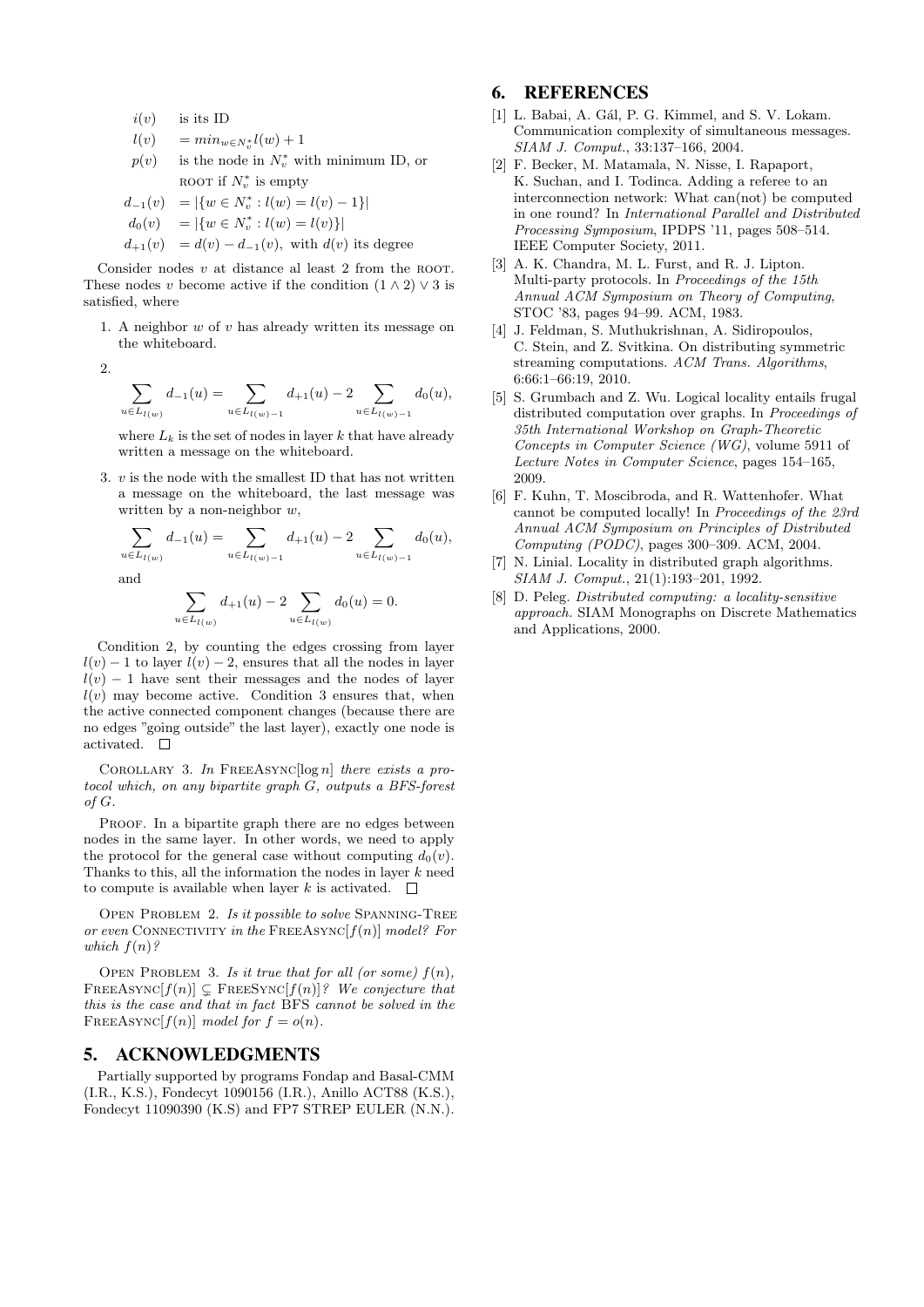$i(v)$ is its ID

$l(v) = min_{w \in N_v^*} l(w) + 1$

$p(v)$ is the node in $N_v^*$ with minimum ID, or ROOT if $N_v^*$ is empty

$d_{-1}(v) = |\{w \in N_v^* : l(w) = l(v) - 1\}|$

$d_0(v) = |\{w \in N_v^* : l(w) = l(v)\}|$

$d_{+1}(v) = d(v) - d_{-1}(v)$, with $d(v)$ its degree

Consider nodes $v$ at distance al least 2 from the ROOT. These nodes $v$ become active if the condition $(1 \wedge 2) \vee 3$ is satisfied, where

1. A neighbor $w$ of $v$ has already written its message on the whiteboard.

2. $$\sum_{u \in L_{l(w)}} d_{-1}(u) = \sum_{u \in L_{l(w)-1}} d_{+1}(u) - 2 \sum_{u \in L_{l(w)-1}} d_0(u),$$

   where $L_k$ is the set of nodes in layer $k$ that have already written a message on the whiteboard.

3. $v$ is the node with the smallest ID that has not written a message on the whiteboard, the last message was written by a non-neighbor $w$,

   $$\sum_{u \in L_{l(w)}} d_{-1}(u) = \sum_{u \in L_{l(w)-1}} d_{+1}(u) - 2 \sum_{u \in L_{l(w)-1}} d_0(u),$$

   and

   $$\sum_{u \in L_{l(w)}} d_{+1}(u) - 2 \sum_{u \in L_{l(w)}} d_0(u) = 0.$$

Condition 2, by counting the edges crossing from layer $l(v) - 1$ to layer $l(v) - 2$, ensures that all the nodes in layer $l(v) - 1$ have sent their messages and the nodes of layer $l(v)$ may become active. Condition 3 ensures that, when the active connected component changes (because there are no edges "going outside" the last layer), exactly one node is activated. □

COROLLARY 3. *In* FREEASYNC$[\log n]$ *there exists a protocol which, on any bipartite graph $G$, outputs a BFS-forest of $G$.*

PROOF. In a bipartite graph there are no edges between nodes in the same layer. In other words, we need to apply the protocol for the general case without computing $d_0(v)$. Thanks to this, all the information the nodes in layer $k$ need to compute is available when layer $k$ is activated. □

OPEN PROBLEM 2. *Is it possible to solve* SPANNING-TREE *or even* CONNECTIVITY *in the* FREEASYNC$[f(n)]$ *model? For which $f(n)$?*

OPEN PROBLEM 3. *Is it true that for all (or some) $f(n)$,* FREEASYNC$[f(n)] \subsetneq$ FREESYNC$[f(n)]$*? We conjecture that this is the case and that in fact* BFS *cannot be solved in the* FREEASYNC$[f(n)]$ *model for $f = o(n)$.*

## 5. ACKNOWLEDGMENTS

Partially supported by programs Fondap and Basal-CMM (I.R., K.S.), Fondecyt 1090156 (I.R.), Anillo ACT88 (K.S.), Fondecyt 11090390 (K.S) and FP7 STREP EULER (N.N.).

## 6. REFERENCES

[1] L. Babai, A. Gál, P. G. Kimmel, and S. V. Lokam. Communication complexity of simultaneous messages. *SIAM J. Comput.*, 33:137–166, 2004.

[2] F. Becker, M. Matamala, N. Nisse, I. Rapaport, K. Suchan, and I. Todinca. Adding a referee to an interconnection network: What can(not) be computed in one round? In *International Parallel and Distributed Processing Symposium*, IPDPS '11, pages 508–514. IEEE Computer Society, 2011.

[3] A. K. Chandra, M. L. Furst, and R. J. Lipton. Multi-party protocols. In *Proceedings of the 15th Annual ACM Symposium on Theory of Computing*, STOC '83, pages 94–99. ACM, 1983.

[4] J. Feldman, S. Muthukrishnan, A. Sidiropoulos, C. Stein, and Z. Svitkina. On distributing symmetric streaming computations. *ACM Trans. Algorithms*, 6:66:1–66:19, 2010.

[5] S. Grumbach and Z. Wu. Logical locality entails frugal distributed computation over graphs. In *Proceedings of 35th International Workshop on Graph-Theoretic Concepts in Computer Science (WG)*, volume 5911 of *Lecture Notes in Computer Science*, pages 154–165, 2009.

[6] F. Kuhn, T. Moscibroda, and R. Wattenhofer. What cannot be computed locally! In *Proceedings of the 23rd Annual ACM Symposium on Principles of Distributed Computing (PODC)*, pages 300–309. ACM, 2004.

[7] N. Linial. Locality in distributed graph algorithms. *SIAM J. Comput.*, 21(1):193–201, 1992.

[8] D. Peleg. *Distributed computing: a locality-sensitive approach*. SIAM Monographs on Discrete Mathematics and Applications, 2000.